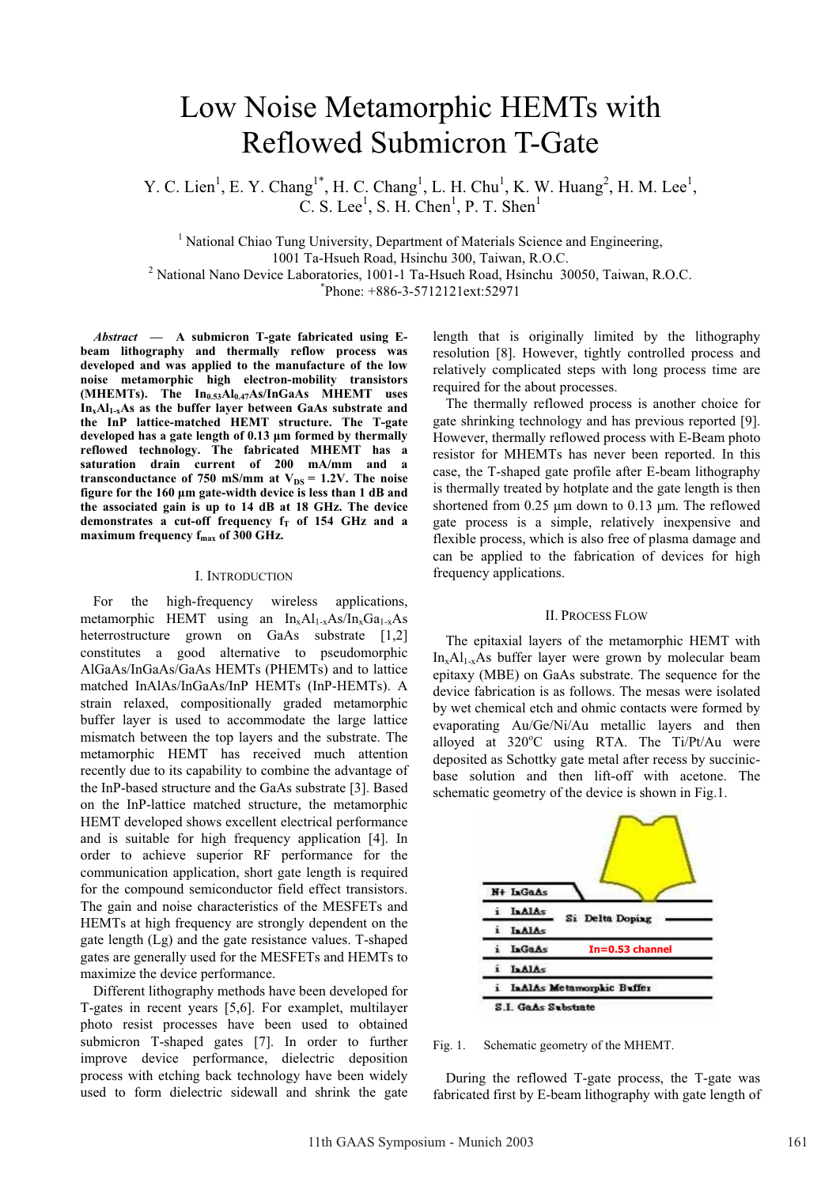# Low Noise Metamorphic HEMTs with Reflowed Submicron T-Gate

Y. C. Lien[1], E. Y. Chang[1*], H. C. Chang[1], L. H. Chu[1], K. W. Huang[2], H. M. Lee[1], C. S. Lee[1], S. H. Chen[1], P. T. Shen[1]

[1] National Chiao Tung University, Department of Materials Science and Engineering, 1001 Ta-Hsueh Road, Hsinchu 300, Taiwan, R.O.C.
[2] National Nano Device Laboratories, 1001-1 Ta-Hsueh Road, Hsinchu 30050, Taiwan, R.O.C.
[*]Phone: +886-3-5712121ext:52971

***Abstract* — A submicron T-gate fabricated using E-beam lithography and thermally reflow process was developed and was applied to the manufacture of the low noise metamorphic high electron-mobility transistors (MHEMTs). The $In_{0.53}Al_{0.47}As/InGaAs$ MHEMT uses $In_xAl_{1-x}As$ as the buffer layer between GaAs substrate and the InP lattice-matched HEMT structure. The T-gate developed has a gate length of 0.13 µm formed by thermally reflowed technology. The fabricated MHEMT has a saturation drain current of 200 mA/mm and a transconductance of 750 mS/mm at $V_{DS}$ = 1.2V. The noise figure for the 160 µm gate-width device is less than 1 dB and the associated gain is up to 14 dB at 18 GHz. The device demonstrates a cut-off frequency $f_T$ of 154 GHz and a maximum frequency $f_{max}$ of 300 GHz.**

## I. Introduction

For the high-frequency wireless applications, metamorphic HEMT using an $In_xAl_{1-x}As/In_xGa_{1-x}As$ heterrostructure grown on GaAs substrate [1,2] constitutes a good alternative to pseudomorphic AlGaAs/InGaAs/GaAs HEMTs (PHEMTs) and to lattice matched InAlAs/InGaAs/InP HEMTs (InP-HEMTs). A strain relaxed, compositionally graded metamorphic buffer layer is used to accommodate the large lattice mismatch between the top layers and the substrate. The metamorphic HEMT has received much attention recently due to its capability to combine the advantage of the InP-based structure and the GaAs substrate [3]. Based on the InP-lattice matched structure, the metamorphic HEMT developed shows excellent electrical performance and is suitable for high frequency application [4]. In order to achieve superior RF performance for the communication application, short gate length is required for the compound semiconductor field effect transistors. The gain and noise characteristics of the MESFETs and HEMTs at high frequency are strongly dependent on the gate length (Lg) and the gate resistance values. T-shaped gates are generally used for the MESFETs and HEMTs to maximize the device performance.

Different lithography methods have been developed for T-gates in recent years [5,6]. For examplet, multilayer photo resist processes have been used to obtained submicron T-shaped gates [7]. In order to further improve device performance, dielectric deposition process with etching back technology have been widely used to form dielectric sidewall and shrink the gate length that is originally limited by the lithography resolution [8]. However, tightly controlled process and relatively complicated steps with long process time are required for the about processes.

The thermally reflowed process is another choice for gate shrinking technology and has previous reported [9]. However, thermally reflowed process with E-Beam photo resistor for MHEMTs has never been reported. In this case, the T-shaped gate profile after E-beam lithography is thermally treated by hotplate and the gate length is then shortened from 0.25 µm down to 0.13 µm. The reflowed gate process is a simple, relatively inexpensive and flexible process, which is also free of plasma damage and can be applied to the fabrication of devices for high frequency applications.

## II. Process Flow

The epitaxial layers of the metamorphic HEMT with $In_xAl_{1-x}As$ buffer layer were grown by molecular beam epitaxy (MBE) on GaAs substrate. The sequence for the device fabrication is as follows. The mesas were isolated by wet chemical etch and ohmic contacts were formed by evaporating Au/Ge/Ni/Au metallic layers and then alloyed at 320°C using RTA. The Ti/Pt/Au were deposited as Schottky gate metal after recess by succinic-base solution and then lift-off with acetone. The schematic geometry of the device is shown in Fig.1.

N+ InGaAs
i InAlAs — Si Delta Doping
i InAlAs
i InGaAs — In=0.53 channel
i InAlAs
i InAlAs Metamorphic Buffer
S.I. GaAs Substrate

Fig. 1. Schematic geometry of the MHEMT.

During the reflowed T-gate process, the T-gate was fabricated first by E-beam lithography with gate length of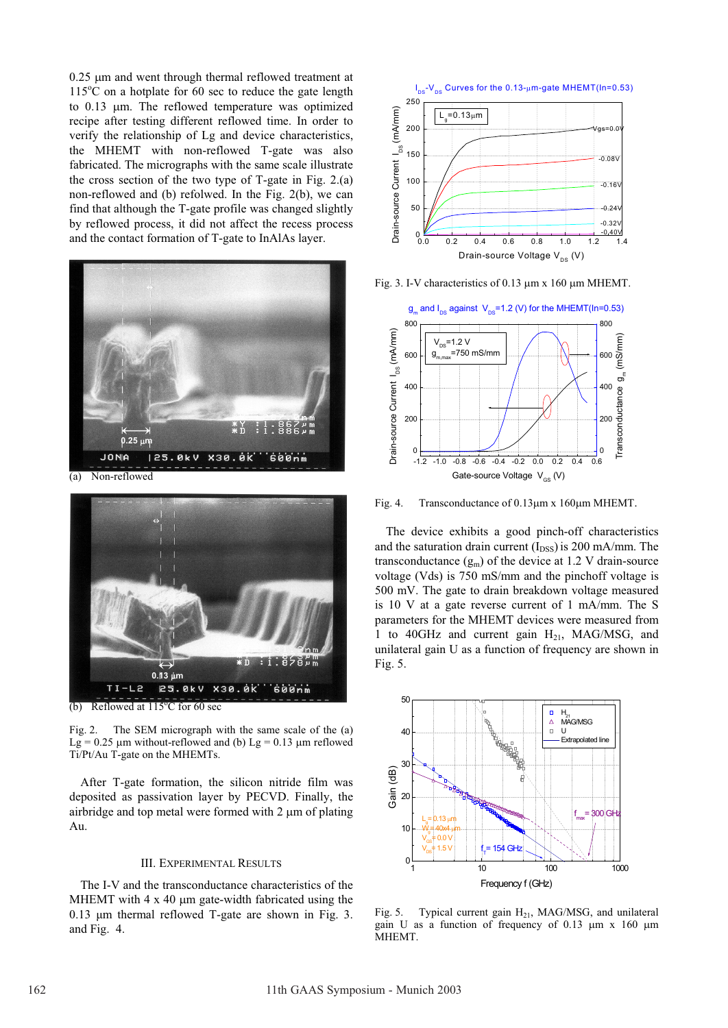0.25 μm and went through thermal reflowed treatment at 115°C on a hotplate for 60 sec to reduce the gate length to 0.13 μm. The reflowed temperature was optimized recipe after testing different reflowed time. In order to verify the relationship of Lg and device characteristics, the MHEMT with non-reflowed T-gate was also fabricated. The micrographs with the same scale illustrate the cross section of the two type of T-gate in Fig. 2.(a) non-reflowed and (b) refolwed. In the Fig. 2(b), we can find that although the T-gate profile was changed slightly by reflowed process, it did not affect the recess process and the contact formation of T-gate to InAlAs layer.

(a) Non-reflowed

(b) Reflowed at 115°C for 60 sec

Fig. 2. The SEM micrograph with the same scale of the (a) Lg = 0.25 μm without-reflowed and (b) Lg = 0.13 μm reflowed Ti/Pt/Au T-gate on the MHEMTs.

After T-gate formation, the silicon nitride film was deposited as passivation layer by PECVD. Finally, the airbridge and top metal were formed with 2 μm of plating Au.

## III. EXPERIMENTAL RESULTS

The I-V and the transconductance characteristics of the MHEMT with 4 x 40 μm gate-width fabricated using the 0.13 μm thermal reflowed T-gate are shown in Fig. 3. and Fig. 4.

Fig. 3. I-V characteristics of 0.13 μm x 160 μm MHEMT.

Fig. 4. Transconductance of 0.13μm x 160μm MHEMT.

The device exhibits a good pinch-off characteristics and the saturation drain current ($I_{DSS}$) is 200 mA/mm. The transconductance ($g_m$) of the device at 1.2 V drain-source voltage (Vds) is 750 mS/mm and the pinchoff voltage is 500 mV. The gate to drain breakdown voltage measured is 10 V at a gate reverse current of 1 mA/mm. The S parameters for the MHEMT devices were measured from 1 to 40GHz and current gain $H_{21}$, MAG/MSG, and unilateral gain U as a function of frequency are shown in Fig. 5.

Fig. 5. Typical current gain $H_{21}$, MAG/MSG, and unilateral gain U as a function of frequency of 0.13 μm x 160 μm MHEMT.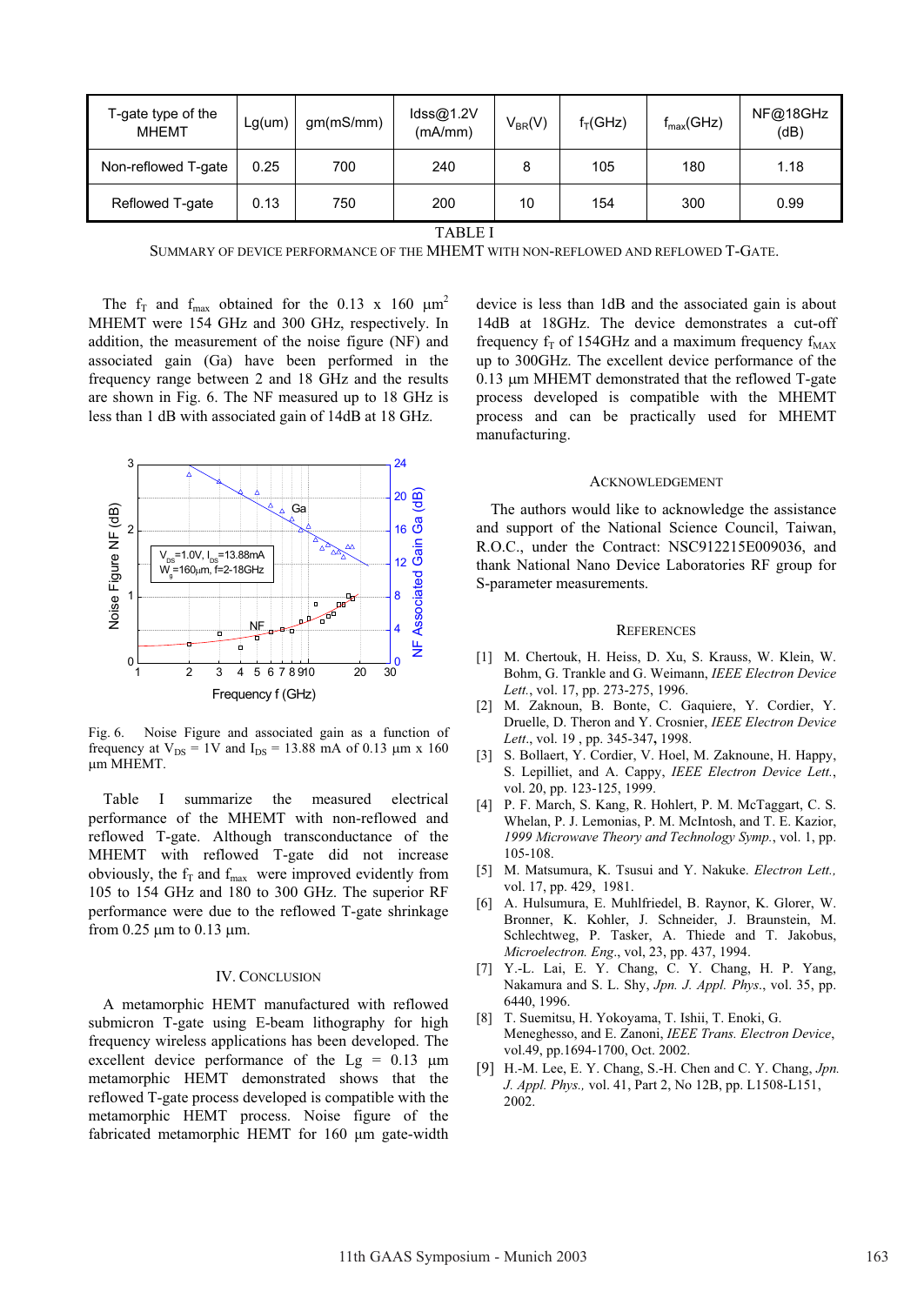| T-gate type of the MHEMT | Lg(um) | gm(mS/mm) | Idss@1.2V (mA/mm) | $V_{BR}$(V) | $f_T$(GHz) | $f_{max}$(GHz) | NF@18GHz (dB) |
|---|---|---|---|---|---|---|---|
| Non-reflowed T-gate | 0.25 | 700 | 240 | 8 | 105 | 180 | 1.18 |
| Reflowed T-gate | 0.13 | 750 | 200 | 10 | 154 | 300 | 0.99 |

TABLE I

SUMMARY OF DEVICE PERFORMANCE OF THE MHEMT WITH NON-REFLOWED AND REFLOWED T-GATE.

The $f_T$ and $f_{max}$ obtained for the 0.13 x 160 $\mu m^2$ MHEMT were 154 GHz and 300 GHz, respectively. In addition, the measurement of the noise figure (NF) and associated gain (Ga) have been performed in the frequency range between 2 and 18 GHz and the results are shown in Fig. 6. The NF measured up to 18 GHz is less than 1 dB with associated gain of 14dB at 18 GHz.

Noise Figure NF (dB)
NF Associated Gain Ga (dB)
Frequency f (GHz)
Ga
NF
$V_{DS}$=1.0V, $I_{DS}$=13.88mA
$W_g$=160μm, f=2-18GHz
0 1 2 3
0 4 8 12 16 20 24
1 2 3 4 5 6 7 8 9 10 20 30

Fig. 6. Noise Figure and associated gain as a function of frequency at $V_{DS}$ = 1V and $I_{DS}$ = 13.88 mA of 0.13 µm x 160 µm MHEMT.

Table I summarize the measured electrical performance of the MHEMT with non-reflowed and reflowed T-gate. Although transconductance of the MHEMT with reflowed T-gate did not increase obviously, the $f_T$ and $f_{max}$ were improved evidently from 105 to 154 GHz and 180 to 300 GHz. The superior RF performance were due to the reflowed T-gate shrinkage from 0.25 µm to 0.13 µm.

## IV. CONCLUSION

A metamorphic HEMT manufactured with reflowed submicron T-gate using E-beam lithography for high frequency wireless applications has been developed. The excellent device performance of the Lg = 0.13 µm metamorphic HEMT demonstrated shows that the reflowed T-gate process developed is compatible with the metamorphic HEMT process. Noise figure of the fabricated metamorphic HEMT for 160 µm gate-width device is less than 1dB and the associated gain is about 14dB at 18GHz. The device demonstrates a cut-off frequency $f_T$ of 154GHz and a maximum frequency $f_{MAX}$ up to 300GHz. The excellent device performance of the 0.13 µm MHEMT demonstrated that the reflowed T-gate process developed is compatible with the MHEMT process and can be practically used for MHEMT manufacturing.

## ACKNOWLEDGEMENT

The authors would like to acknowledge the assistance and support of the National Science Council, Taiwan, R.O.C., under the Contract: NSC912215E009036, and thank National Nano Device Laboratories RF group for S-parameter measurements.

## REFERENCES

[1] M. Chertouk, H. Heiss, D. Xu, S. Krauss, W. Klein, W. Bohm, G. Trankle and G. Weimann, *IEEE Electron Device Lett.*, vol. 17, pp. 273-275, 1996.

[2] M. Zaknoun, B. Bonte, C. Gaquiere, Y. Cordier, Y. Druelle, D. Theron and Y. Crosnier, *IEEE Electron Device Lett.*, vol. 19 , pp. 345-347**,** 1998.

[3] S. Bollaert, Y. Cordier, V. Hoel, M. Zaknoune, H. Happy, S. Lepilliet, and A. Cappy, *IEEE Electron Device Lett.*, vol. 20, pp. 123-125, 1999.

[4] P. F. March, S. Kang, R. Hohlert, P. M. McTaggart, C. S. Whelan, P. J. Lemonias, P. M. McIntosh, and T. E. Kazior, *1999 Microwave Theory and Technology Symp.*, vol. 1, pp. 105-108.

[5] M. Matsumura, K. Tsusui and Y. Nakuke. *Electron Lett.,* vol. 17, pp. 429, 1981.

[6] A. Hulsumura, E. Muhlfriedel, B. Raynor, K. Glorer, W. Bronner, K. Kohler, J. Schneider, J. Braunstein, M. Schlechtweg, P. Tasker, A. Thiede and T. Jakobus, *Microelectron. Eng*., vol, 23, pp. 437, 1994.

[7] Y.-L. Lai, E. Y. Chang, C. Y. Chang, H. P. Yang, Nakamura and S. L. Shy, *Jpn. J. Appl. Phys*., vol. 35, pp. 6440, 1996.

[8] T. Suemitsu, H. Yokoyama, T. Ishii, T. Enoki, G. Meneghesso, and E. Zanoni, *IEEE Trans. Electron Device*, vol.49, pp.1694-1700, Oct. 2002.

[9] H.-M. Lee, E. Y. Chang, S.-H. Chen and C. Y. Chang, *Jpn. J. Appl. Phys.,* vol. 41, Part 2, No 12B, pp. L1508-L151, 2002.